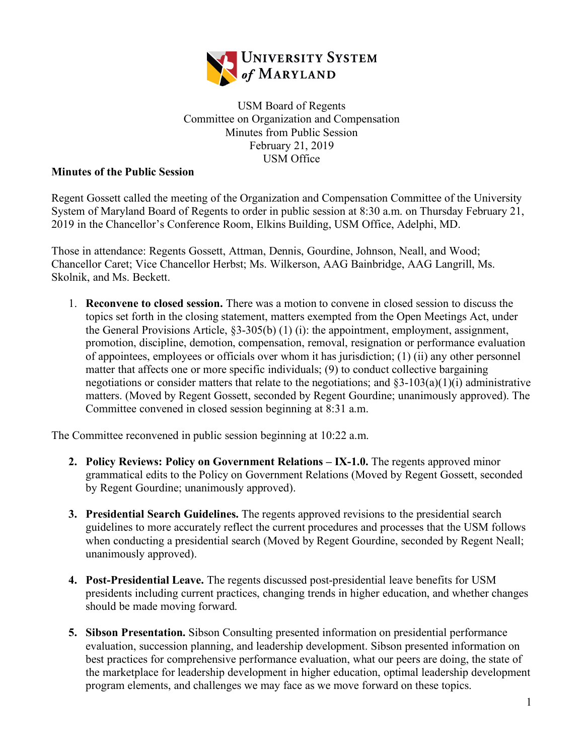University System of Maryland

USM Board of Regents
Committee on Organization and Compensation
Minutes from Public Session
February 21, 2019
USM Office

**Minutes of the Public Session**

Regent Gossett called the meeting of the Organization and Compensation Committee of the University System of Maryland Board of Regents to order in public session at 8:30 a.m. on Thursday February 21, 2019 in the Chancellor's Conference Room, Elkins Building, USM Office, Adelphi, MD.

Those in attendance: Regents Gossett, Attman, Dennis, Gourdine, Johnson, Neall, and Wood; Chancellor Caret; Vice Chancellor Herbst; Ms. Wilkerson, AAG Bainbridge, AAG Langrill, Ms. Skolnik, and Ms. Beckett.

1. **Reconvene to closed session.** There was a motion to convene in closed session to discuss the topics set forth in the closing statement, matters exempted from the Open Meetings Act, under the General Provisions Article, §3-305(b) (1) (i): the appointment, employment, assignment, promotion, discipline, demotion, compensation, removal, resignation or performance evaluation of appointees, employees or officials over whom it has jurisdiction; (1) (ii) any other personnel matter that affects one or more specific individuals; (9) to conduct collective bargaining negotiations or consider matters that relate to the negotiations; and §3-103(a)(1)(i) administrative matters. (Moved by Regent Gossett, seconded by Regent Gourdine; unanimously approved). The Committee convened in closed session beginning at 8:31 a.m.

The Committee reconvened in public session beginning at 10:22 a.m.

2. **Policy Reviews: Policy on Government Relations – IX-1.0.** The regents approved minor grammatical edits to the Policy on Government Relations (Moved by Regent Gossett, seconded by Regent Gourdine; unanimously approved).

3. **Presidential Search Guidelines.** The regents approved revisions to the presidential search guidelines to more accurately reflect the current procedures and processes that the USM follows when conducting a presidential search (Moved by Regent Gourdine, seconded by Regent Neall; unanimously approved).

4. **Post-Presidential Leave.** The regents discussed post-presidential leave benefits for USM presidents including current practices, changing trends in higher education, and whether changes should be made moving forward.

5. **Sibson Presentation.** Sibson Consulting presented information on presidential performance evaluation, succession planning, and leadership development. Sibson presented information on best practices for comprehensive performance evaluation, what our peers are doing, the state of the marketplace for leadership development in higher education, optimal leadership development program elements, and challenges we may face as we move forward on these topics.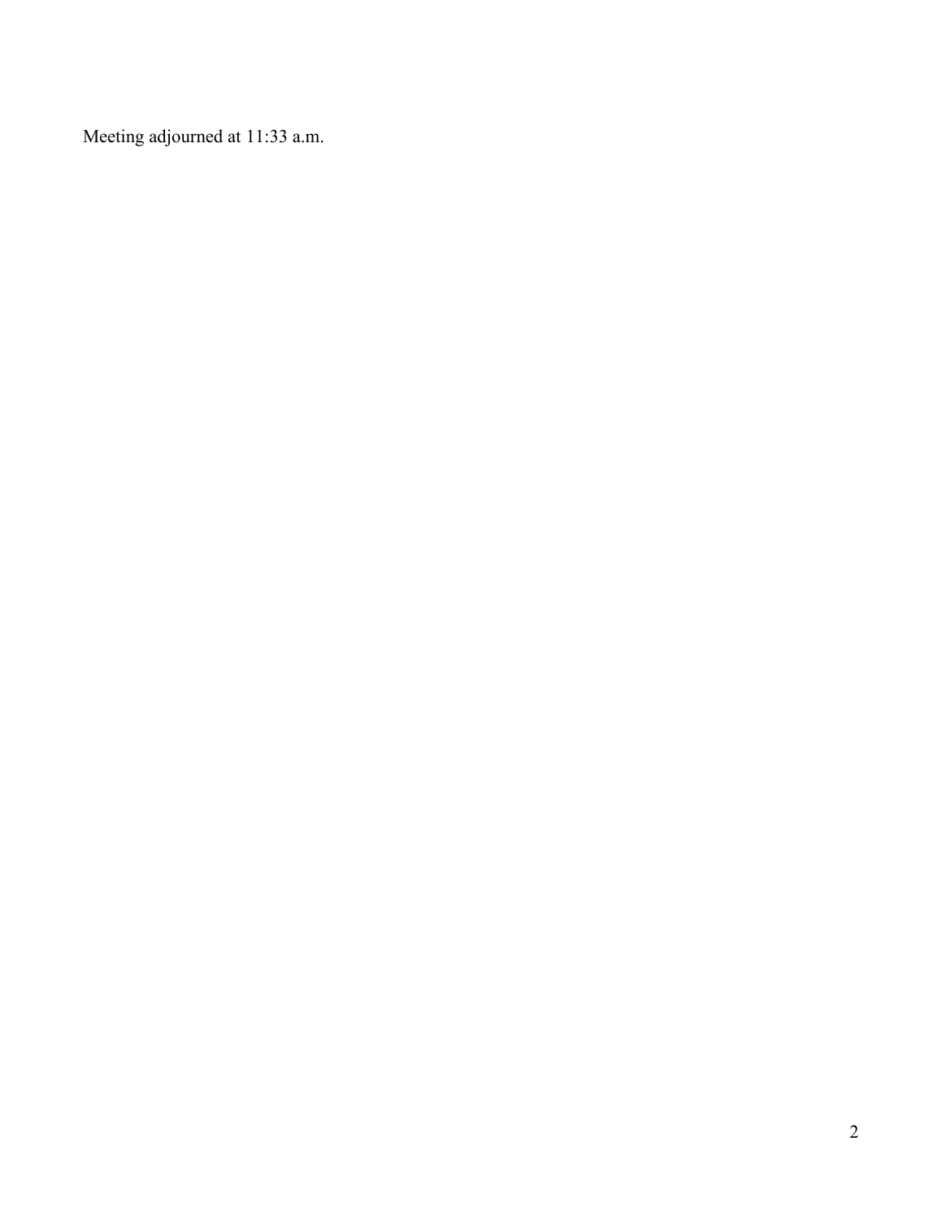Meeting adjourned at 11:33 a.m.